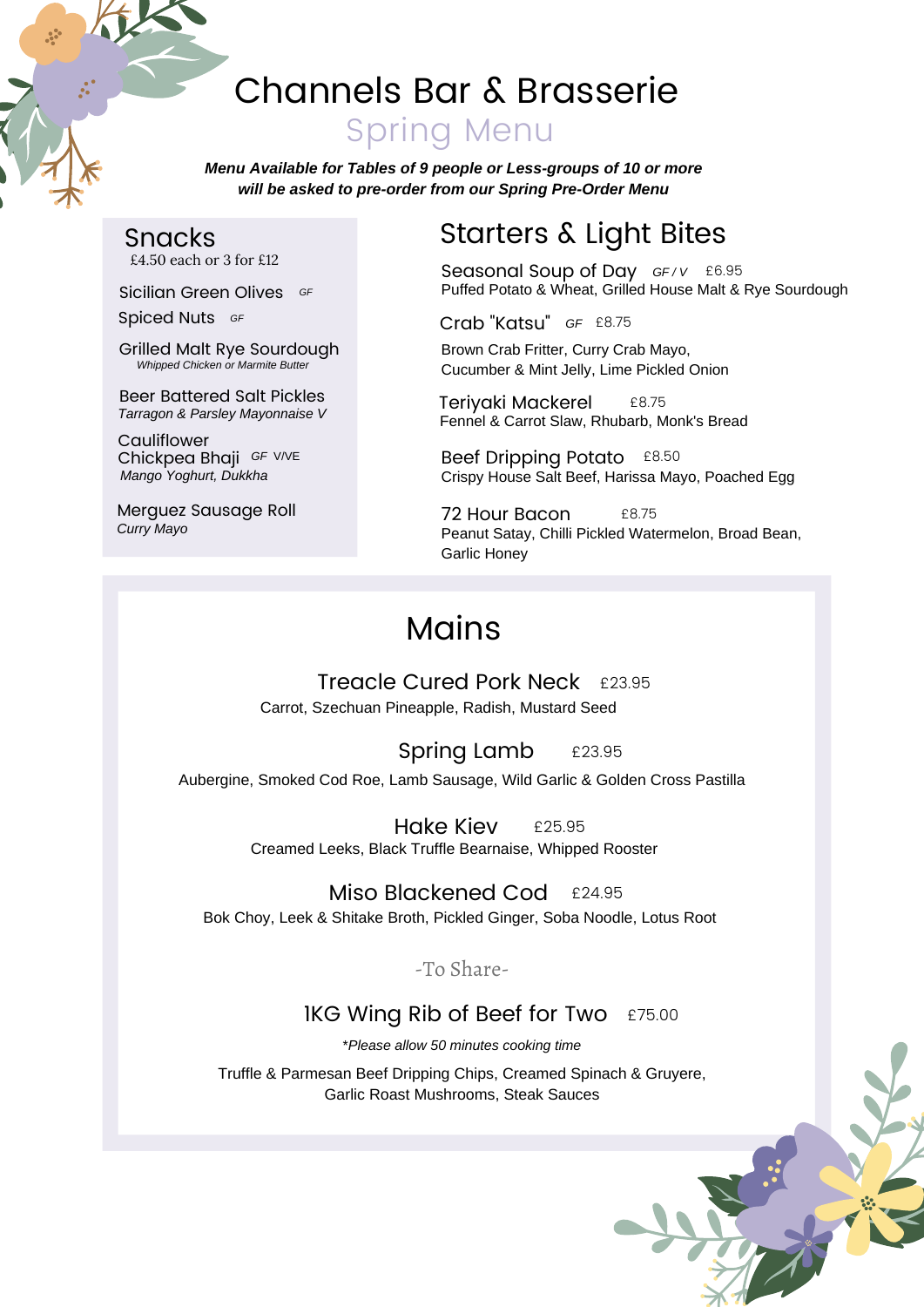# Channels Bar & Brasserie

## Spring Menu

***Menu Available for Tables of 9 people or Less-groups of 10 or more will be asked to pre-order from our Spring Pre-Order Menu***

## Snacks

£4.50 each or 3 for £12

Sicilian Green Olives *GF*

Spiced Nuts *GF*

Grilled Malt Rye Sourdough
*Whipped Chicken or Marmite Butter*

Beer Battered Salt Pickles
*Tarragon & Parsley Mayonnaise V*

Cauliflower Chickpea Bhaji *GF* V/VE
*Mango Yoghurt, Dukkha*

Merguez Sausage Roll
*Curry Mayo*

## Starters & Light Bites

Seasonal Soup of Day *GF / V* £6.95
Puffed Potato & Wheat, Grilled House Malt & Rye Sourdough

Crab "Katsu" *GF* £8.75
Brown Crab Fritter, Curry Crab Mayo, Cucumber & Mint Jelly, Lime Pickled Onion

Teriyaki Mackerel £8.75
Fennel & Carrot Slaw, Rhubarb, Monk's Bread

Beef Dripping Potato £8.50
Crispy House Salt Beef, Harissa Mayo, Poached Egg

72 Hour Bacon £8.75
Peanut Satay, Chilli Pickled Watermelon, Broad Bean, Garlic Honey

## Mains

Treacle Cured Pork Neck £23.95
Carrot, Szechuan Pineapple, Radish, Mustard Seed

Spring Lamb £23.95
Aubergine, Smoked Cod Roe, Lamb Sausage, Wild Garlic & Golden Cross Pastilla

Hake Kiev £25.95
Creamed Leeks, Black Truffle Bearnaise, Whipped Rooster

Miso Blackened Cod £24.95
Bok Choy, Leek & Shitake Broth, Pickled Ginger, Soba Noodle, Lotus Root

### -To Share-

1KG Wing Rib of Beef for Two £75.00

*\*Please allow 50 minutes cooking time*

Truffle & Parmesan Beef Dripping Chips, Creamed Spinach & Gruyere, Garlic Roast Mushrooms, Steak Sauces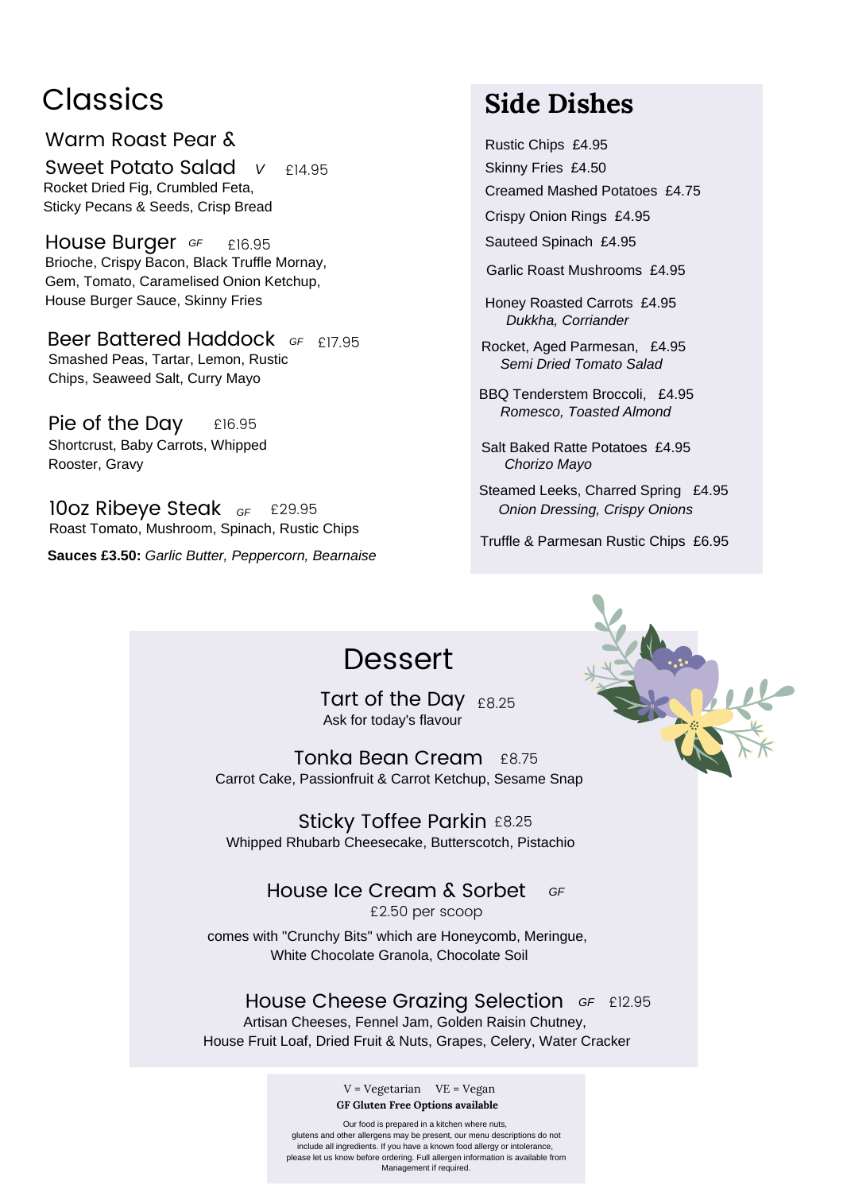# Classics

## Warm Roast Pear & Sweet Potato Salad *V* £14.95

Rocket Dried Fig, Crumbled Feta, Sticky Pecans & Seeds, Crisp Bread

## House Burger *GF* £16.95

Brioche, Crispy Bacon, Black Truffle Mornay, Gem, Tomato, Caramelised Onion Ketchup, House Burger Sauce, Skinny Fries

## Beer Battered Haddock *GF* £17.95

Smashed Peas, Tartar, Lemon, Rustic Chips, Seaweed Salt, Curry Mayo

## Pie of the Day £16.95

Shortcrust, Baby Carrots, Whipped Rooster, Gravy

## 10oz Ribeye Steak *GF* £29.95

Roast Tomato, Mushroom, Spinach, Rustic Chips

**Sauces £3.50:** *Garlic Butter, Peppercorn, Bearnaise*

# Side Dishes

Rustic Chips £4.95

Skinny Fries £4.50

Creamed Mashed Potatoes £4.75

Crispy Onion Rings £4.95

Sauteed Spinach £4.95

Garlic Roast Mushrooms £4.95

Honey Roasted Carrots £4.95
*Dukkha, Corriander*

Rocket, Aged Parmesan, £4.95
*Semi Dried Tomato Salad*

BBQ Tenderstem Broccoli, £4.95
*Romesco, Toasted Almond*

Salt Baked Ratte Potatoes £4.95
*Chorizo Mayo*

Steamed Leeks, Charred Spring £4.95
*Onion Dressing, Crispy Onions*

Truffle & Parmesan Rustic Chips £6.95

# Dessert

## Tart of the Day £8.25

Ask for today's flavour

## Tonka Bean Cream £8.75

Carrot Cake, Passionfruit & Carrot Ketchup, Sesame Snap

## Sticky Toffee Parkin £8.25

Whipped Rhubarb Cheesecake, Butterscotch, Pistachio

## House Ice Cream & Sorbet *GF*

£2.50 per scoop

comes with "Crunchy Bits" which are Honeycomb, Meringue, White Chocolate Granola, Chocolate Soil

## House Cheese Grazing Selection *GF* £12.95

Artisan Cheeses, Fennel Jam, Golden Raisin Chutney, House Fruit Loaf, Dried Fruit & Nuts, Grapes, Celery, Water Cracker

V = Vegetarian VE = Vegan

**GF Gluten Free Options available**

Our food is prepared in a kitchen where nuts, glutens and other allergens may be present, our menu descriptions do not include all ingredients. If you have a known food allergy or intolerance, please let us know before ordering. Full allergen information is available from Management if required.